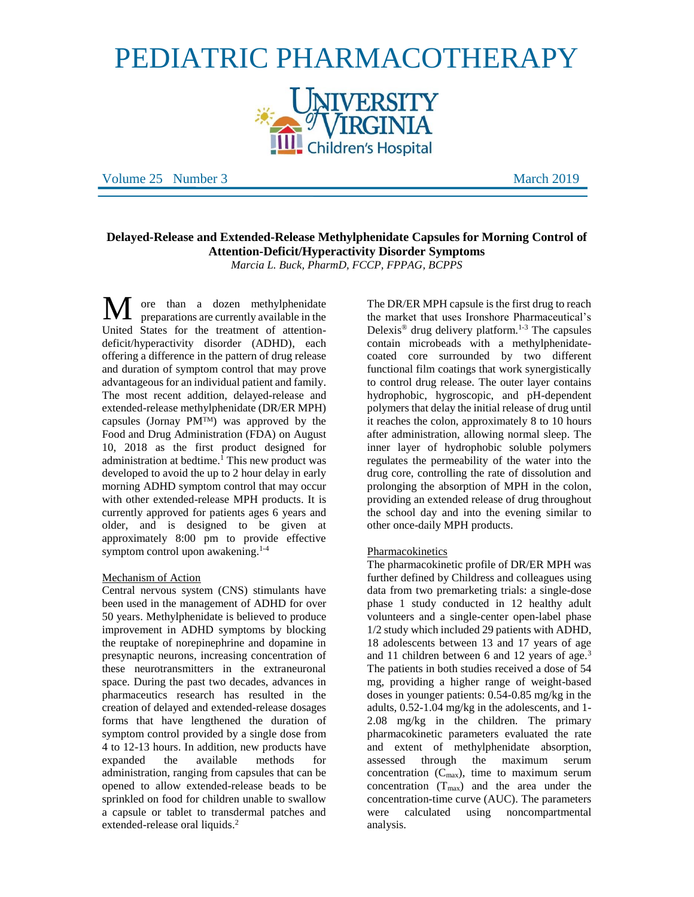# PEDIATRIC PHARMACOTHERAPY

University of Virginia Children's Hospital

Volume 25 Number 3 March 2019

## Delayed-Release and Extended-Release Methylphenidate Capsules for Morning Control of Attention-Deficit/Hyperactivity Disorder Symptoms

*Marcia L. Buck, PharmD, FCCP, FPPAG, BCPPS*

More than a dozen methylphenidate preparations are currently available in the United States for the treatment of attention-deficit/hyperactivity disorder (ADHD), each offering a difference in the pattern of drug release and duration of symptom control that may prove advantageous for an individual patient and family. The most recent addition, delayed-release and extended-release methylphenidate (DR/ER MPH) capsules (Jornay PM™) was approved by the Food and Drug Administration (FDA) on August 10, 2018 as the first product designed for administration at bedtime.[1] This new product was developed to avoid the up to 2 hour delay in early morning ADHD symptom control that may occur with other extended-release MPH products. It is currently approved for patients ages 6 years and older, and is designed to be given at approximately 8:00 pm to provide effective symptom control upon awakening.[1-4]

### Mechanism of Action

Central nervous system (CNS) stimulants have been used in the management of ADHD for over 50 years. Methylphenidate is believed to produce improvement in ADHD symptoms by blocking the reuptake of norepinephrine and dopamine in presynaptic neurons, increasing concentration of these neurotransmitters in the extraneuronal space. During the past two decades, advances in pharmaceutics research has resulted in the creation of delayed and extended-release dosages forms that have lengthened the duration of symptom control provided by a single dose from 4 to 12-13 hours. In addition, new products have expanded the available methods for administration, ranging from capsules that can be opened to allow extended-release beads to be sprinkled on food for children unable to swallow a capsule or tablet to transdermal patches and extended-release oral liquids.[2]

The DR/ER MPH capsule is the first drug to reach the market that uses Ironshore Pharmaceutical's Delexis® drug delivery platform.[1-3] The capsules contain microbeads with a methylphenidate-coated core surrounded by two different functional film coatings that work synergistically to control drug release. The outer layer contains hydrophobic, hygroscopic, and pH-dependent polymers that delay the initial release of drug until it reaches the colon, approximately 8 to 10 hours after administration, allowing normal sleep. The inner layer of hydrophobic soluble polymers regulates the permeability of the water into the drug core, controlling the rate of dissolution and prolonging the absorption of MPH in the colon, providing an extended release of drug throughout the school day and into the evening similar to other once-daily MPH products.

### Pharmacokinetics

The pharmacokinetic profile of DR/ER MPH was further defined by Childress and colleagues using data from two premarketing trials: a single-dose phase 1 study conducted in 12 healthy adult volunteers and a single-center open-label phase 1/2 study which included 29 patients with ADHD, 18 adolescents between 13 and 17 years of age and 11 children between 6 and 12 years of age.[3] The patients in both studies received a dose of 54 mg, providing a higher range of weight-based doses in younger patients: 0.54-0.85 mg/kg in the adults, 0.52-1.04 mg/kg in the adolescents, and 1-2.08 mg/kg in the children. The primary pharmacokinetic parameters evaluated the rate and extent of methylphenidate absorption, assessed through the maximum serum concentration ($C_{max}$), time to maximum serum concentration ($T_{max}$) and the area under the concentration-time curve (AUC). The parameters were calculated using noncompartmental analysis.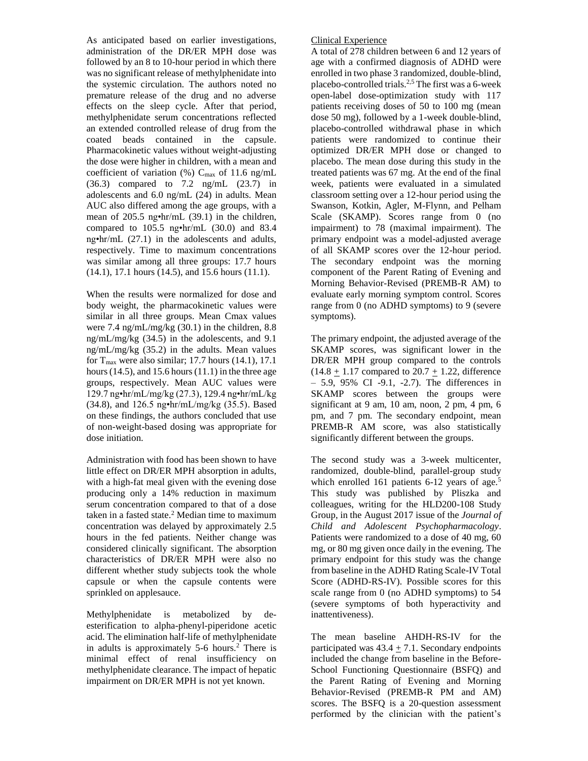As anticipated based on earlier investigations, administration of the DR/ER MPH dose was followed by an 8 to 10-hour period in which there was no significant release of methylphenidate into the systemic circulation. The authors noted no premature release of the drug and no adverse effects on the sleep cycle. After that period, methylphenidate serum concentrations reflected an extended controlled release of drug from the coated beads contained in the capsule. Pharmacokinetic values without weight-adjusting the dose were higher in children, with a mean and coefficient of variation (%) $C_{max}$ of 11.6 ng/mL (36.3) compared to 7.2 ng/mL (23.7) in adolescents and 6.0 ng/mL (24) in adults. Mean AUC also differed among the age groups, with a mean of 205.5 ng•hr/mL (39.1) in the children, compared to 105.5 ng•hr/mL (30.0) and 83.4 ng•hr/mL (27.1) in the adolescents and adults, respectively. Time to maximum concentrations was similar among all three groups: 17.7 hours (14.1), 17.1 hours (14.5), and 15.6 hours (11.1).

When the results were normalized for dose and body weight, the pharmacokinetic values were similar in all three groups. Mean Cmax values were 7.4 ng/mL/mg/kg (30.1) in the children, 8.8 ng/mL/mg/kg (34.5) in the adolescents, and 9.1 ng/mL/mg/kg (35.2) in the adults. Mean values for $T_{max}$ were also similar; 17.7 hours (14.1), 17.1 hours (14.5), and 15.6 hours (11.1) in the three age groups, respectively. Mean AUC values were 129.7 ng•hr/mL/mg/kg (27.3), 129.4 ng•hr/mL/kg (34.8), and 126.5 ng•hr/mL/mg/kg (35.5). Based on these findings, the authors concluded that use of non-weight-based dosing was appropriate for dose initiation.

Administration with food has been shown to have little effect on DR/ER MPH absorption in adults, with a high-fat meal given with the evening dose producing only a 14% reduction in maximum serum concentration compared to that of a dose taken in a fasted state.[2] Median time to maximum concentration was delayed by approximately 2.5 hours in the fed patients. Neither change was considered clinically significant. The absorption characteristics of DR/ER MPH were also no different whether study subjects took the whole capsule or when the capsule contents were sprinkled on applesauce.

Methylphenidate is metabolized by de-esterification to alpha-phenyl-piperidone acetic acid. The elimination half-life of methylphenidate in adults is approximately 5-6 hours.[2] There is minimal effect of renal insufficiency on methylphenidate clearance. The impact of hepatic impairment on DR/ER MPH is not yet known.

Clinical Experience

A total of 278 children between 6 and 12 years of age with a confirmed diagnosis of ADHD were enrolled in two phase 3 randomized, double-blind, placebo-controlled trials.[2,5] The first was a 6-week open-label dose-optimization study with 117 patients receiving doses of 50 to 100 mg (mean dose 50 mg), followed by a 1-week double-blind, placebo-controlled withdrawal phase in which patients were randomized to continue their optimized DR/ER MPH dose or changed to placebo. The mean dose during this study in the treated patients was 67 mg. At the end of the final week, patients were evaluated in a simulated classroom setting over a 12-hour period using the Swanson, Kotkin, Agler, M-Flynn, and Pelham Scale (SKAMP). Scores range from 0 (no impairment) to 78 (maximal impairment). The primary endpoint was a model-adjusted average of all SKAMP scores over the 12-hour period. The secondary endpoint was the morning component of the Parent Rating of Evening and Morning Behavior-Revised (PREMB-R AM) to evaluate early morning symptom control. Scores range from 0 (no ADHD symptoms) to 9 (severe symptoms).

The primary endpoint, the adjusted average of the SKAMP scores, was significant lower in the DR/ER MPH group compared to the controls ($14.8 \pm 1.17$ compared to $20.7 \pm 1.22$, difference – 5.9, 95% CI -9.1, -2.7). The differences in SKAMP scores between the groups were significant at 9 am, 10 am, noon, 2 pm, 4 pm, 6 pm, and 7 pm. The secondary endpoint, mean PREMB-R AM score, was also statistically significantly different between the groups.

The second study was a 3-week multicenter, randomized, double-blind, parallel-group study which enrolled 161 patients 6-12 years of age.[5] This study was published by Pliszka and colleagues, writing for the HLD200-108 Study Group, in the August 2017 issue of the *Journal of Child and Adolescent Psychopharmacology*. Patients were randomized to a dose of 40 mg, 60 mg, or 80 mg given once daily in the evening. The primary endpoint for this study was the change from baseline in the ADHD Rating Scale-IV Total Score (ADHD-RS-IV). Possible scores for this scale range from 0 (no ADHD symptoms) to 54 (severe symptoms of both hyperactivity and inattentiveness).

The mean baseline AHDH-RS-IV for the participated was $43.4 \pm 7.1$. Secondary endpoints included the change from baseline in the Before-School Functioning Questionnaire (BSFQ) and the Parent Rating of Evening and Morning Behavior-Revised (PREMB-R PM and AM) scores. The BSFQ is a 20-question assessment performed by the clinician with the patient's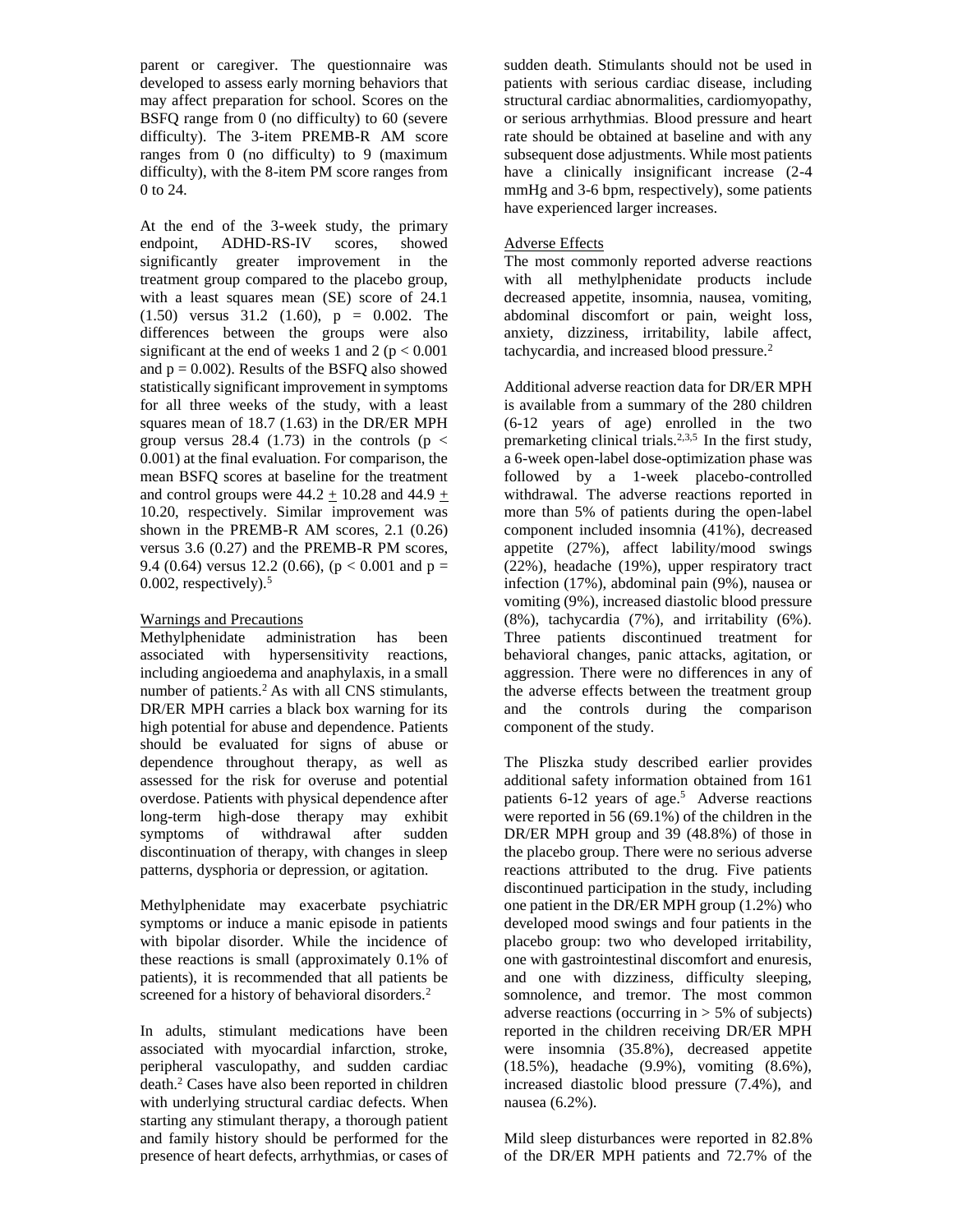parent or caregiver. The questionnaire was developed to assess early morning behaviors that may affect preparation for school. Scores on the BSFQ range from 0 (no difficulty) to 60 (severe difficulty). The 3-item PREMB-R AM score ranges from 0 (no difficulty) to 9 (maximum difficulty), with the 8-item PM score ranges from 0 to 24.

At the end of the 3-week study, the primary endpoint, ADHD-RS-IV scores, showed significantly greater improvement in the treatment group compared to the placebo group, with a least squares mean (SE) score of 24.1 (1.50) versus 31.2 (1.60), $p = 0.002$. The differences between the groups were also significant at the end of weeks 1 and 2 ($p < 0.001$ and $p = 0.002$). Results of the BSFQ also showed statistically significant improvement in symptoms for all three weeks of the study, with a least squares mean of 18.7 (1.63) in the DR/ER MPH group versus 28.4 (1.73) in the controls ($p < 0.001$) at the final evaluation. For comparison, the mean BSFQ scores at baseline for the treatment and control groups were $44.2 \pm 10.28$ and $44.9 \pm 10.20$, respectively. Similar improvement was shown in the PREMB-R AM scores, 2.1 (0.26) versus 3.6 (0.27) and the PREMB-R PM scores, 9.4 (0.64) versus 12.2 (0.66), ($p < 0.001$ and $p = 0.002$, respectively).[5]

## Warnings and Precautions

Methylphenidate administration has been associated with hypersensitivity reactions, including angioedema and anaphylaxis, in a small number of patients.[2] As with all CNS stimulants, DR/ER MPH carries a black box warning for its high potential for abuse and dependence. Patients should be evaluated for signs of abuse or dependence throughout therapy, as well as assessed for the risk for overuse and potential overdose. Patients with physical dependence after long-term high-dose therapy may exhibit symptoms of withdrawal after sudden discontinuation of therapy, with changes in sleep patterns, dysphoria or depression, or agitation.

Methylphenidate may exacerbate psychiatric symptoms or induce a manic episode in patients with bipolar disorder. While the incidence of these reactions is small (approximately 0.1% of patients), it is recommended that all patients be screened for a history of behavioral disorders.[2]

In adults, stimulant medications have been associated with myocardial infarction, stroke, peripheral vasculopathy, and sudden cardiac death.[2] Cases have also been reported in children with underlying structural cardiac defects. When starting any stimulant therapy, a thorough patient and family history should be performed for the presence of heart defects, arrhythmias, or cases of sudden death. Stimulants should not be used in patients with serious cardiac disease, including structural cardiac abnormalities, cardiomyopathy, or serious arrhythmias. Blood pressure and heart rate should be obtained at baseline and with any subsequent dose adjustments. While most patients have a clinically insignificant increase (2-4 mmHg and 3-6 bpm, respectively), some patients have experienced larger increases.

## Adverse Effects

The most commonly reported adverse reactions with all methylphenidate products include decreased appetite, insomnia, nausea, vomiting, abdominal discomfort or pain, weight loss, anxiety, dizziness, irritability, labile affect, tachycardia, and increased blood pressure.[2]

Additional adverse reaction data for DR/ER MPH is available from a summary of the 280 children (6-12 years of age) enrolled in the two premarketing clinical trials.[2,3,5] In the first study, a 6-week open-label dose-optimization phase was followed by a 1-week placebo-controlled withdrawal. The adverse reactions reported in more than 5% of patients during the open-label component included insomnia (41%), decreased appetite (27%), affect lability/mood swings (22%), headache (19%), upper respiratory tract infection (17%), abdominal pain (9%), nausea or vomiting (9%), increased diastolic blood pressure (8%), tachycardia (7%), and irritability (6%). Three patients discontinued treatment for behavioral changes, panic attacks, agitation, or aggression. There were no differences in any of the adverse effects between the treatment group and the controls during the comparison component of the study.

The Pliszka study described earlier provides additional safety information obtained from 161 patients 6-12 years of age.[5] Adverse reactions were reported in 56 (69.1%) of the children in the DR/ER MPH group and 39 (48.8%) of those in the placebo group. There were no serious adverse reactions attributed to the drug. Five patients discontinued participation in the study, including one patient in the DR/ER MPH group (1.2%) who developed mood swings and four patients in the placebo group: two who developed irritability, one with gastrointestinal discomfort and enuresis, and one with dizziness, difficulty sleeping, somnolence, and tremor. The most common adverse reactions (occurring in > 5% of subjects) reported in the children receiving DR/ER MPH were insomnia (35.8%), decreased appetite (18.5%), headache (9.9%), vomiting (8.6%), increased diastolic blood pressure (7.4%), and nausea (6.2%).

Mild sleep disturbances were reported in 82.8% of the DR/ER MPH patients and 72.7% of the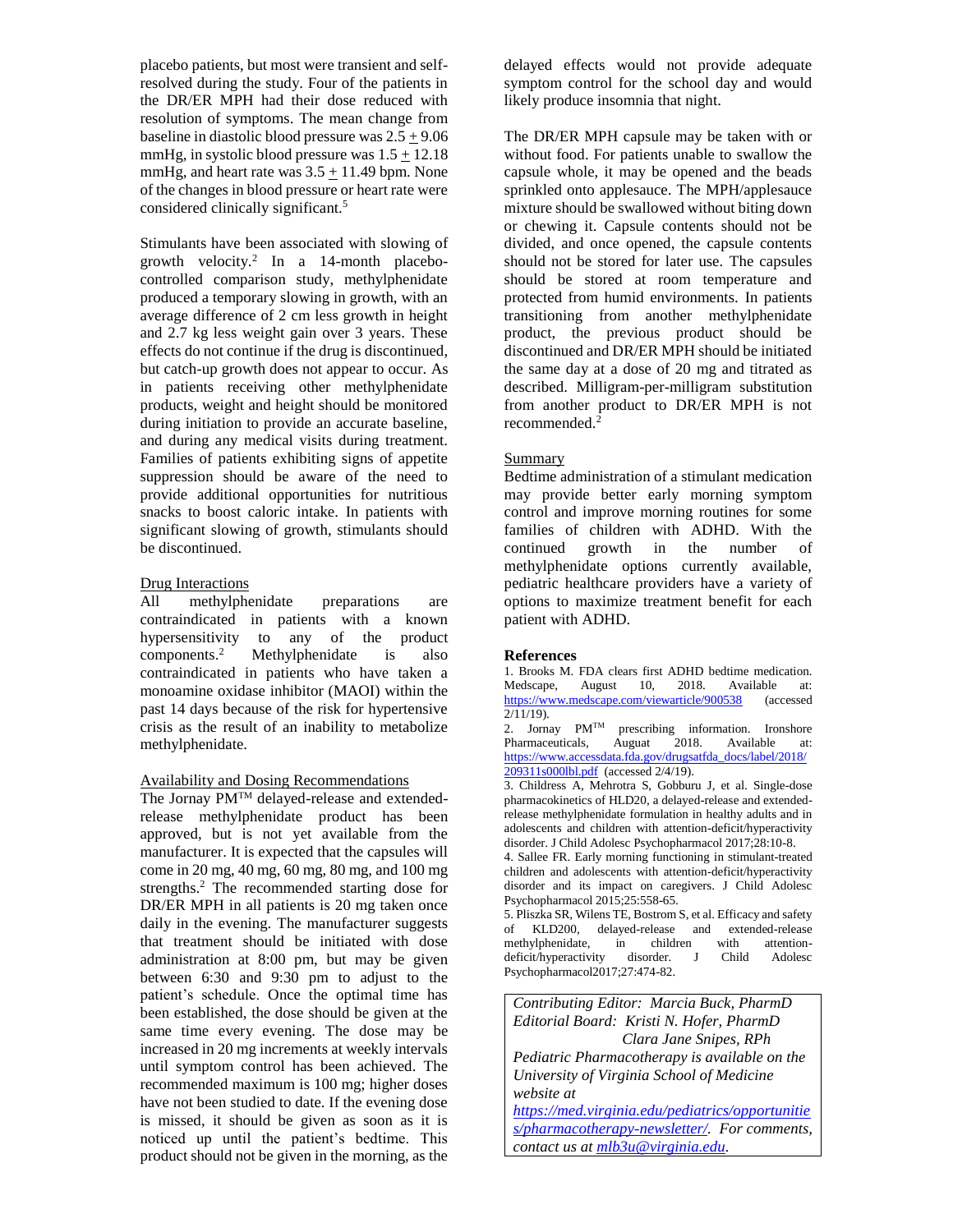placebo patients, but most were transient and self-resolved during the study. Four of the patients in the DR/ER MPH had their dose reduced with resolution of symptoms. The mean change from baseline in diastolic blood pressure was $2.5 \pm 9.06$ mmHg, in systolic blood pressure was $1.5 \pm 12.18$ mmHg, and heart rate was $3.5 \pm 11.49$ bpm. None of the changes in blood pressure or heart rate were considered clinically significant.[5]

Stimulants have been associated with slowing of growth velocity.[2] In a 14-month placebo-controlled comparison study, methylphenidate produced a temporary slowing in growth, with an average difference of 2 cm less growth in height and 2.7 kg less weight gain over 3 years. These effects do not continue if the drug is discontinued, but catch-up growth does not appear to occur. As in patients receiving other methylphenidate products, weight and height should be monitored during initiation to provide an accurate baseline, and during any medical visits during treatment. Families of patients exhibiting signs of appetite suppression should be aware of the need to provide additional opportunities for nutritious snacks to boost caloric intake. In patients with significant slowing of growth, stimulants should be discontinued.

## Drug Interactions

All methylphenidate preparations are contraindicated in patients with a known hypersensitivity to any of the product components.[2] Methylphenidate is also contraindicated in patients who have taken a monoamine oxidase inhibitor (MAOI) within the past 14 days because of the risk for hypertensive crisis as the result of an inability to metabolize methylphenidate.

## Availability and Dosing Recommendations

The Jornay PM™ delayed-release and extended-release methylphenidate product has been approved, but is not yet available from the manufacturer. It is expected that the capsules will come in 20 mg, 40 mg, 60 mg, 80 mg, and 100 mg strengths.[2] The recommended starting dose for DR/ER MPH in all patients is 20 mg taken once daily in the evening. The manufacturer suggests that treatment should be initiated with dose administration at 8:00 pm, but may be given between 6:30 and 9:30 pm to adjust to the patient's schedule. Once the optimal time has been established, the dose should be given at the same time every evening. The dose may be increased in 20 mg increments at weekly intervals until symptom control has been achieved. The recommended maximum is 100 mg; higher doses have not been studied to date. If the evening dose is missed, it should be given as soon as it is noticed up until the patient's bedtime. This product should not be given in the morning, as the delayed effects would not provide adequate symptom control for the school day and would likely produce insomnia that night.

The DR/ER MPH capsule may be taken with or without food. For patients unable to swallow the capsule whole, it may be opened and the beads sprinkled onto applesauce. The MPH/applesauce mixture should be swallowed without biting down or chewing it. Capsule contents should not be divided, and once opened, the capsule contents should not be stored for later use. The capsules should be stored at room temperature and protected from humid environments. In patients transitioning from another methylphenidate product, the previous product should be discontinued and DR/ER MPH should be initiated the same day at a dose of 20 mg and titrated as described. Milligram-per-milligram substitution from another product to DR/ER MPH is not recommended.[2]

## Summary

Bedtime administration of a stimulant medication may provide better early morning symptom control and improve morning routines for some families of children with ADHD. With the continued growth in the number of methylphenidate options currently available, pediatric healthcare providers have a variety of options to maximize treatment benefit for each patient with ADHD.

## References

1. Brooks M. FDA clears first ADHD bedtime medication. Medscape, August 10, 2018. Available at: https://www.medscape.com/viewarticle/900538 (accessed 2/11/19).
2. Jornay PM™ prescribing information. Ironshore Pharmaceuticals, Auguat 2018. Available at: https://www.accessdata.fda.gov/drugsatfda_docs/label/2018/209311s000lbl.pdf (accessed 2/4/19).
3. Childress A, Mehrotra S, Gobburu J, et al. Single-dose pharmacokinetics of HLD20, a delayed-release and extended-release methylphenidate formulation in healthy adults and in adolescents and children with attention-deficit/hyperactivity disorder. J Child Adolesc Psychopharmacol 2017;28:10-8.
4. Sallee FR. Early morning functioning in stimulant-treated children and adolescents with attention-deficit/hyperactivity disorder and its impact on caregivers. J Child Adolesc Psychopharmacol 2015;25:558-65.
5. Pliszka SR, Wilens TE, Bostrom S, et al. Efficacy and safety of KLD200, delayed-release and extended-release methylphenidate, in children with attention-deficit/hyperactivity disorder. J Child Adolesc Psychopharmacol2017;27:474-82.

*Contributing Editor: Marcia Buck, PharmD*
*Editorial Board: Kristi N. Hofer, PharmD*
*Clara Jane Snipes, RPh*
*Pediatric Pharmacotherapy is available on the University of Virginia School of Medicine website at https://med.virginia.edu/pediatrics/opportunities/pharmacotherapy-newsletter/. For comments, contact us at mlb3u@virginia.edu.*